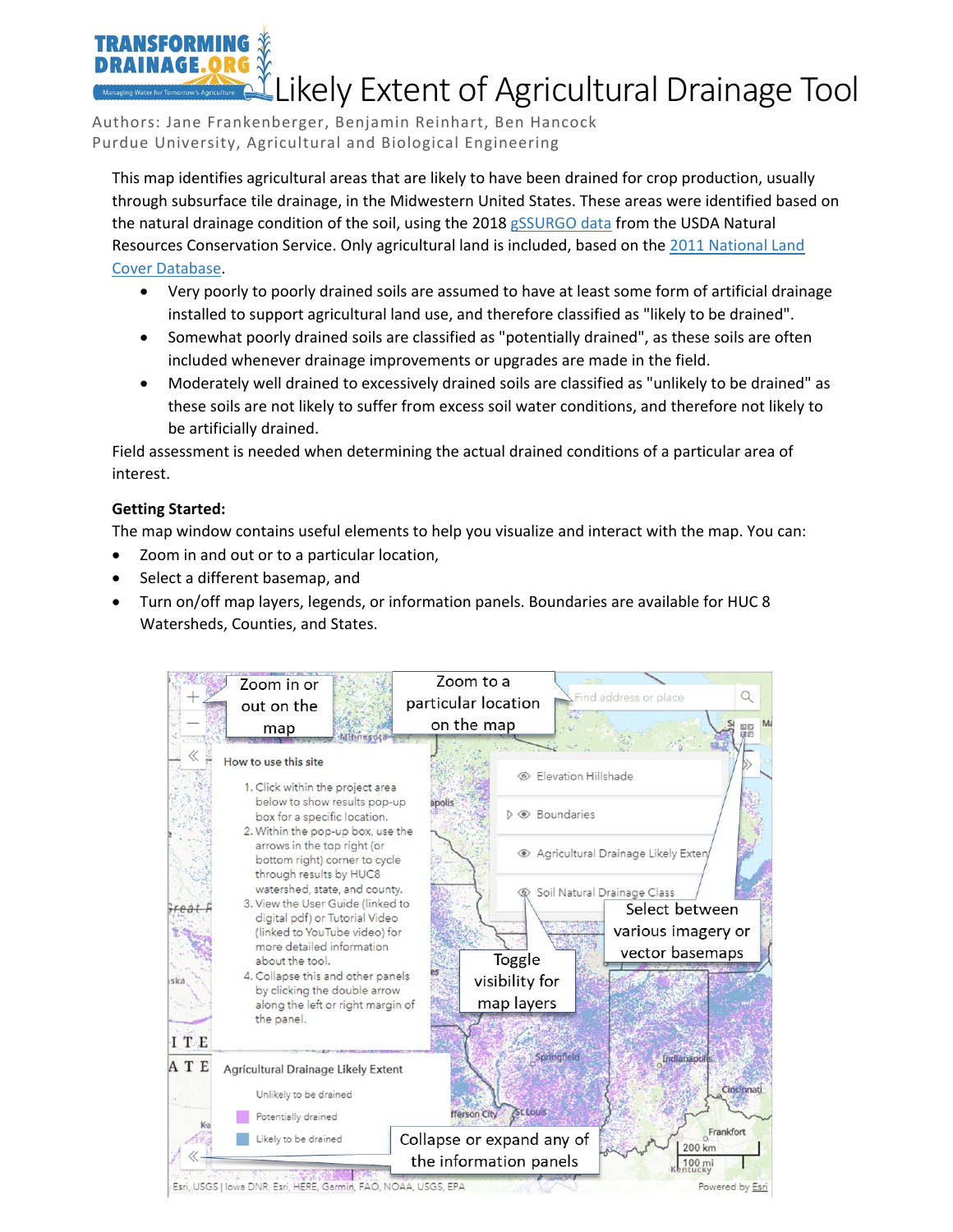# Likely Extent of Agricultural Drainage Tool

Authors: Jane Frankenberger, Benjamin Reinhart, Ben Hancock
Purdue University, Agricultural and Biological Engineering

This map identifies agricultural areas that are likely to have been drained for crop production, usually through subsurface tile drainage, in the Midwestern United States. These areas were identified based on the natural drainage condition of the soil, using the 2018 gSSURGO data from the USDA Natural Resources Conservation Service. Only agricultural land is included, based on the 2011 National Land Cover Database.

- Very poorly to poorly drained soils are assumed to have at least some form of artificial drainage installed to support agricultural land use, and therefore classified as "likely to be drained".
- Somewhat poorly drained soils are classified as "potentially drained", as these soils are often included whenever drainage improvements or upgrades are made in the field.
- Moderately well drained to excessively drained soils are classified as "unlikely to be drained" as these soils are not likely to suffer from excess soil water conditions, and therefore not likely to be artificially drained.

Field assessment is needed when determining the actual drained conditions of a particular area of interest.

**Getting Started:**

The map window contains useful elements to help you visualize and interact with the map. You can:

- Zoom in and out or to a particular location,
- Select a different basemap, and
- Turn on/off map layers, legends, or information panels. Boundaries are available for HUC 8 Watersheds, Counties, and States.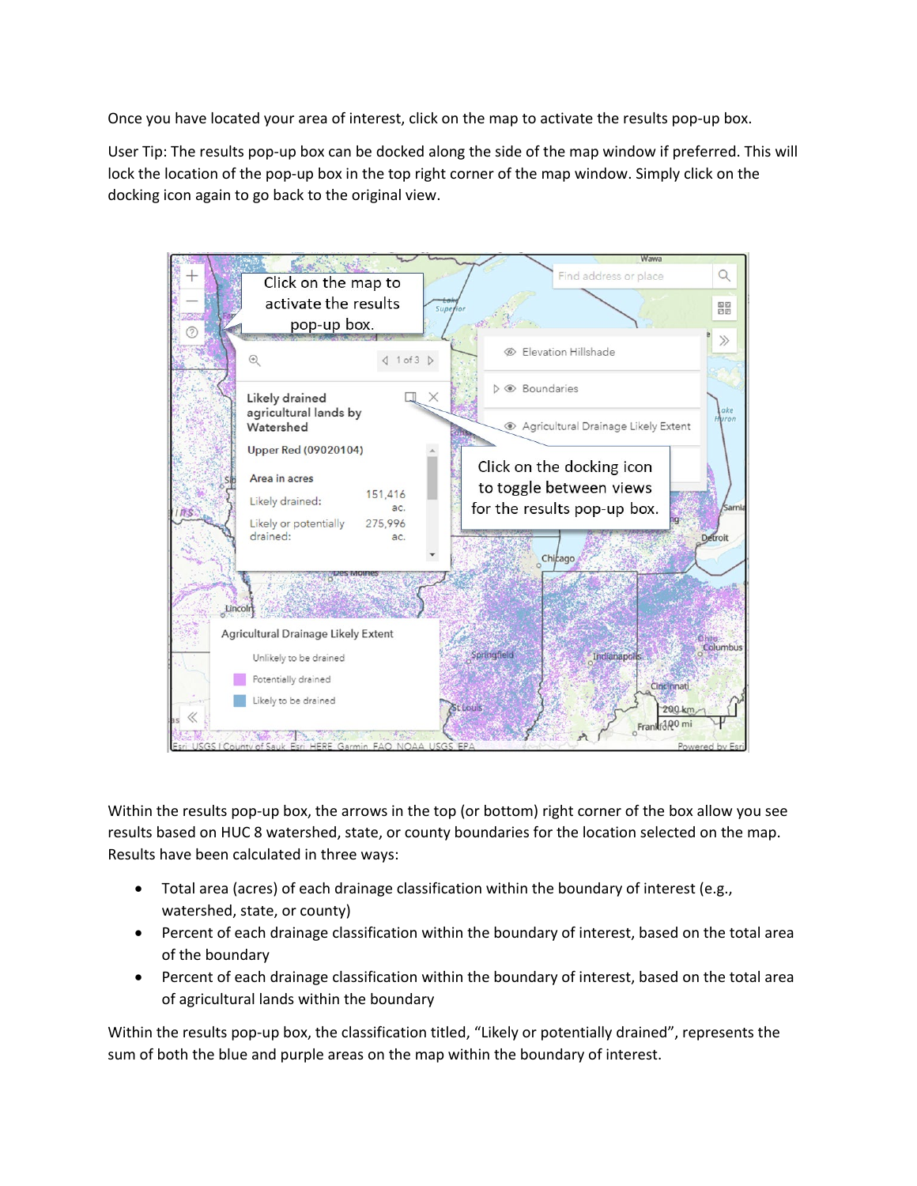Once you have located your area of interest, click on the map to activate the results pop-up box.

User Tip: The results pop-up box can be docked along the side of the map window if preferred. This will lock the location of the pop-up box in the top right corner of the map window. Simply click on the docking icon again to go back to the original view.

Within the results pop-up box, the arrows in the top (or bottom) right corner of the box allow you see results based on HUC 8 watershed, state, or county boundaries for the location selected on the map. Results have been calculated in three ways:

- Total area (acres) of each drainage classification within the boundary of interest (e.g., watershed, state, or county)
- Percent of each drainage classification within the boundary of interest, based on the total area of the boundary
- Percent of each drainage classification within the boundary of interest, based on the total area of agricultural lands within the boundary

Within the results pop-up box, the classification titled, "Likely or potentially drained", represents the sum of both the blue and purple areas on the map within the boundary of interest.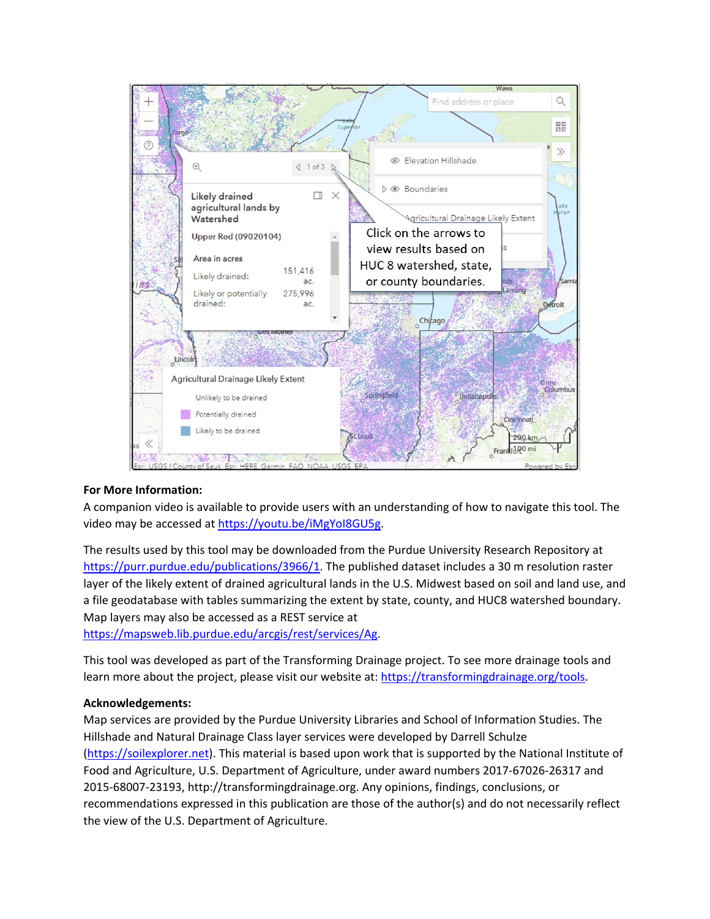## For More Information:

A companion video is available to provide users with an understanding of how to navigate this tool. The video may be accessed at https://youtu.be/iMgYoI8GU5g.

The results used by this tool may be downloaded from the Purdue University Research Repository at https://purr.purdue.edu/publications/3966/1. The published dataset includes a 30 m resolution raster layer of the likely extent of drained agricultural lands in the U.S. Midwest based on soil and land use, and a file geodatabase with tables summarizing the extent by state, county, and HUC8 watershed boundary. Map layers may also be accessed as a REST service at https://mapsweb.lib.purdue.edu/arcgis/rest/services/Ag.

This tool was developed as part of the Transforming Drainage project. To see more drainage tools and learn more about the project, please visit our website at: https://transformingdrainage.org/tools.

## Acknowledgements:

Map services are provided by the Purdue University Libraries and School of Information Studies. The Hillshade and Natural Drainage Class layer services were developed by Darrell Schulze (https://soilexplorer.net). This material is based upon work that is supported by the National Institute of Food and Agriculture, U.S. Department of Agriculture, under award numbers 2017-67026-26317 and 2015-68007-23193, http://transformingdrainage.org. Any opinions, findings, conclusions, or recommendations expressed in this publication are those of the author(s) and do not necessarily reflect the view of the U.S. Department of Agriculture.